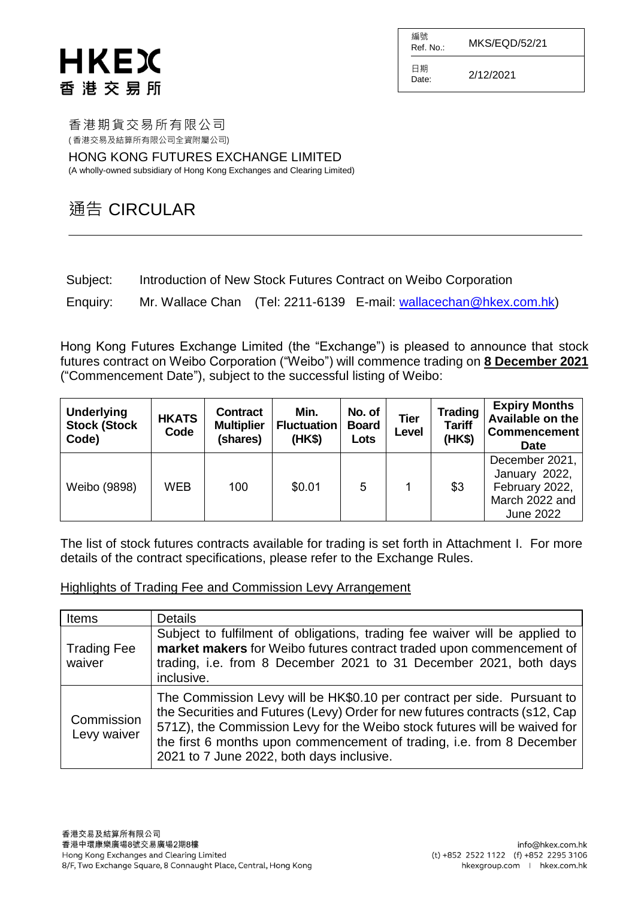HKEX
香港交易所

| 編號 Ref. No.: | MKS/EQD/52/21 |
|---|---|
| 日期 Date: | 2/12/2021 |

香港期貨交易所有限公司
(香港交易及結算所有限公司全資附屬公司)

HONG KONG FUTURES EXCHANGE LIMITED
(A wholly-owned subsidiary of Hong Kong Exchanges and Clearing Limited)

# 通告 CIRCULAR

Subject: Introduction of New Stock Futures Contract on Weibo Corporation

Enquiry: Mr. Wallace Chan (Tel: 2211-6139 E-mail: wallacechan@hkex.com.hk)

Hong Kong Futures Exchange Limited (the "Exchange") is pleased to announce that stock futures contract on Weibo Corporation ("Weibo") will commence trading on **8 December 2021** ("Commencement Date"), subject to the successful listing of Weibo:

| Underlying Stock (Stock Code) | HKATS Code | Contract Multiplier (shares) | Min. Fluctuation (HK$) | No. of Board Lots | Tier Level | Trading Tariff (HK$) | Expiry Months Available on the Commencement Date |
|---|---|---|---|---|---|---|---|
| Weibo (9898) | WEB | 100 | $0.01 | 5 | 1 | $3 | December 2021, January 2022, February 2022, March 2022 and June 2022 |

The list of stock futures contracts available for trading is set forth in Attachment I. For more details of the contract specifications, please refer to the Exchange Rules.

Highlights of Trading Fee and Commission Levy Arrangement

| Items | Details |
|---|---|
| Trading Fee waiver | Subject to fulfilment of obligations, trading fee waiver will be applied to **market makers** for Weibo futures contract traded upon commencement of trading, i.e. from 8 December 2021 to 31 December 2021, both days inclusive. |
| Commission Levy waiver | The Commission Levy will be HK$0.10 per contract per side. Pursuant to the Securities and Futures (Levy) Order for new futures contracts (s12, Cap 571Z), the Commission Levy for the Weibo stock futures will be waived for the first 6 months upon commencement of trading, i.e. from 8 December 2021 to 7 June 2022, both days inclusive. |

香港交易及結算所有限公司
香港中環康樂廣場8號交易廣場2期8樓
Hong Kong Exchanges and Clearing Limited
8/F, Two Exchange Square, 8 Connaught Place, Central, Hong Kong

info@hkex.com.hk
(t) +852 2522 1122 (f) +852 2295 3106
hkexgroup.com | hkex.com.hk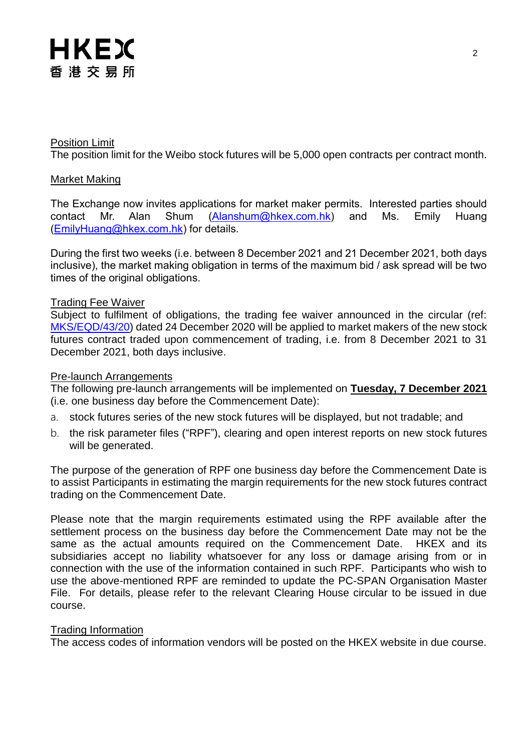Position Limit

The position limit for the Weibo stock futures will be 5,000 open contracts per contract month.

Market Making

The Exchange now invites applications for market maker permits. Interested parties should contact Mr. Alan Shum (Alanshum@hkex.com.hk) and Ms. Emily Huang (EmilyHuang@hkex.com.hk) for details.

During the first two weeks (i.e. between 8 December 2021 and 21 December 2021, both days inclusive), the market making obligation in terms of the maximum bid / ask spread will be two times of the original obligations.

Trading Fee Waiver

Subject to fulfilment of obligations, the trading fee waiver announced in the circular (ref: MKS/EQD/43/20) dated 24 December 2020 will be applied to market makers of the new stock futures contract traded upon commencement of trading, i.e. from 8 December 2021 to 31 December 2021, both days inclusive.

Pre-launch Arrangements

The following pre-launch arrangements will be implemented on **Tuesday, 7 December 2021** (i.e. one business day before the Commencement Date):

a. stock futures series of the new stock futures will be displayed, but not tradable; and
b. the risk parameter files ("RPF"), clearing and open interest reports on new stock futures will be generated.

The purpose of the generation of RPF one business day before the Commencement Date is to assist Participants in estimating the margin requirements for the new stock futures contract trading on the Commencement Date.

Please note that the margin requirements estimated using the RPF available after the settlement process on the business day before the Commencement Date may not be the same as the actual amounts required on the Commencement Date. HKEX and its subsidiaries accept no liability whatsoever for any loss or damage arising from or in connection with the use of the information contained in such RPF. Participants who wish to use the above-mentioned RPF are reminded to update the PC-SPAN Organisation Master File. For details, please refer to the relevant Clearing House circular to be issued in due course.

Trading Information

The access codes of information vendors will be posted on the HKEX website in due course.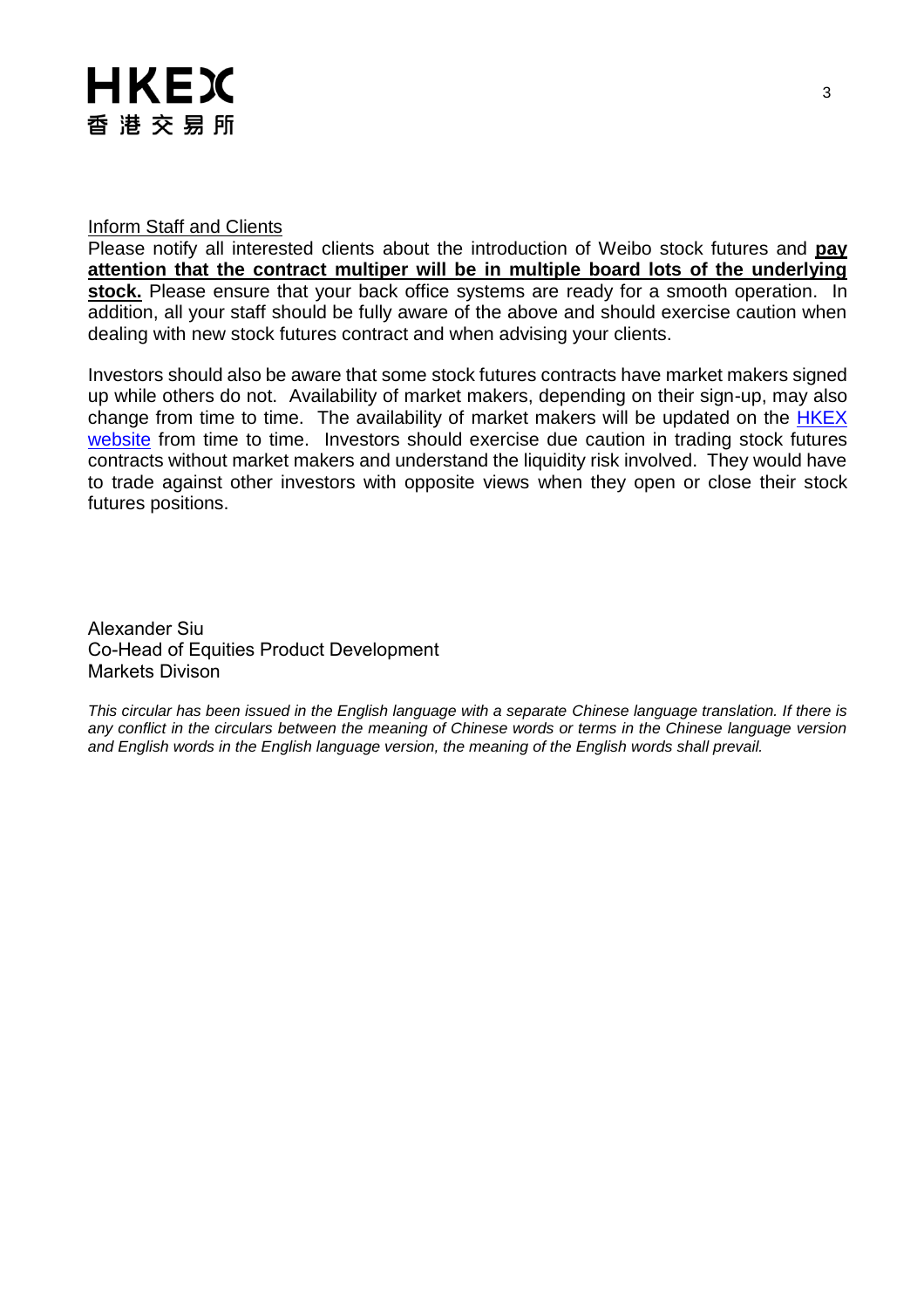<u>Inform Staff and Clients</u>

Please notify all interested clients about the introduction of Weibo stock futures and **<u>pay attention that the contract multiper will be in multiple board lots of the underlying stock.</u>** Please ensure that your back office systems are ready for a smooth operation. In addition, all your staff should be fully aware of the above and should exercise caution when dealing with new stock futures contract and when advising your clients.

Investors should also be aware that some stock futures contracts have market makers signed up while others do not. Availability of market makers, depending on their sign-up, may also change from time to time. The availability of market makers will be updated on the HKEX website from time to time. Investors should exercise due caution in trading stock futures contracts without market makers and understand the liquidity risk involved. They would have to trade against other investors with opposite views when they open or close their stock futures positions.

Alexander Siu
Co-Head of Equities Product Development
Markets Divison

*This circular has been issued in the English language with a separate Chinese language translation. If there is any conflict in the circulars between the meaning of Chinese words or terms in the Chinese language version and English words in the English language version, the meaning of the English words shall prevail.*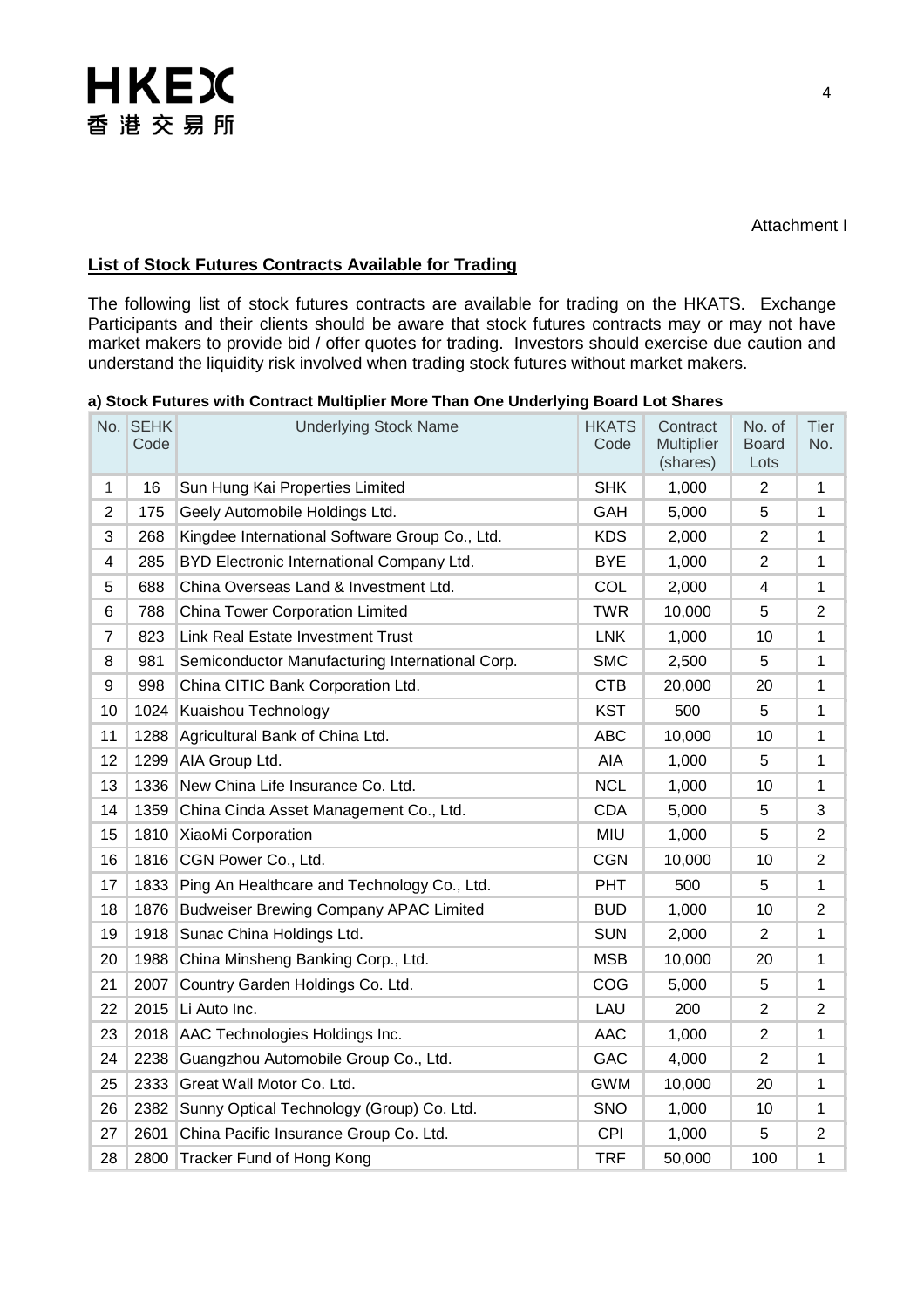Attachment I

**List of Stock Futures Contracts Available for Trading**

The following list of stock futures contracts are available for trading on the HKATS. Exchange Participants and their clients should be aware that stock futures contracts may or may not have market makers to provide bid / offer quotes for trading. Investors should exercise due caution and understand the liquidity risk involved when trading stock futures without market makers.

**a) Stock Futures with Contract Multiplier More Than One Underlying Board Lot Shares**

| No. | SEHK Code | Underlying Stock Name | HKATS Code | Contract Multiplier (shares) | No. of Board Lots | Tier No. |
|---|---|---|---|---|---|---|
| 1 | 16 | Sun Hung Kai Properties Limited | SHK | 1,000 | 2 | 1 |
| 2 | 175 | Geely Automobile Holdings Ltd. | GAH | 5,000 | 5 | 1 |
| 3 | 268 | Kingdee International Software Group Co., Ltd. | KDS | 2,000 | 2 | 1 |
| 4 | 285 | BYD Electronic International Company Ltd. | BYE | 1,000 | 2 | 1 |
| 5 | 688 | China Overseas Land & Investment Ltd. | COL | 2,000 | 4 | 1 |
| 6 | 788 | China Tower Corporation Limited | TWR | 10,000 | 5 | 2 |
| 7 | 823 | Link Real Estate Investment Trust | LNK | 1,000 | 10 | 1 |
| 8 | 981 | Semiconductor Manufacturing International Corp. | SMC | 2,500 | 5 | 1 |
| 9 | 998 | China CITIC Bank Corporation Ltd. | CTB | 20,000 | 20 | 1 |
| 10 | 1024 | Kuaishou Technology | KST | 500 | 5 | 1 |
| 11 | 1288 | Agricultural Bank of China Ltd. | ABC | 10,000 | 10 | 1 |
| 12 | 1299 | AIA Group Ltd. | AIA | 1,000 | 5 | 1 |
| 13 | 1336 | New China Life Insurance Co. Ltd. | NCL | 1,000 | 10 | 1 |
| 14 | 1359 | China Cinda Asset Management Co., Ltd. | CDA | 5,000 | 5 | 3 |
| 15 | 1810 | XiaoMi Corporation | MIU | 1,000 | 5 | 2 |
| 16 | 1816 | CGN Power Co., Ltd. | CGN | 10,000 | 10 | 2 |
| 17 | 1833 | Ping An Healthcare and Technology Co., Ltd. | PHT | 500 | 5 | 1 |
| 18 | 1876 | Budweiser Brewing Company APAC Limited | BUD | 1,000 | 10 | 2 |
| 19 | 1918 | Sunac China Holdings Ltd. | SUN | 2,000 | 2 | 1 |
| 20 | 1988 | China Minsheng Banking Corp., Ltd. | MSB | 10,000 | 20 | 1 |
| 21 | 2007 | Country Garden Holdings Co. Ltd. | COG | 5,000 | 5 | 1 |
| 22 | 2015 | Li Auto Inc. | LAU | 200 | 2 | 2 |
| 23 | 2018 | AAC Technologies Holdings Inc. | AAC | 1,000 | 2 | 1 |
| 24 | 2238 | Guangzhou Automobile Group Co., Ltd. | GAC | 4,000 | 2 | 1 |
| 25 | 2333 | Great Wall Motor Co. Ltd. | GWM | 10,000 | 20 | 1 |
| 26 | 2382 | Sunny Optical Technology (Group) Co. Ltd. | SNO | 1,000 | 10 | 1 |
| 27 | 2601 | China Pacific Insurance Group Co. Ltd. | CPI | 1,000 | 5 | 2 |
| 28 | 2800 | Tracker Fund of Hong Kong | TRF | 50,000 | 100 | 1 |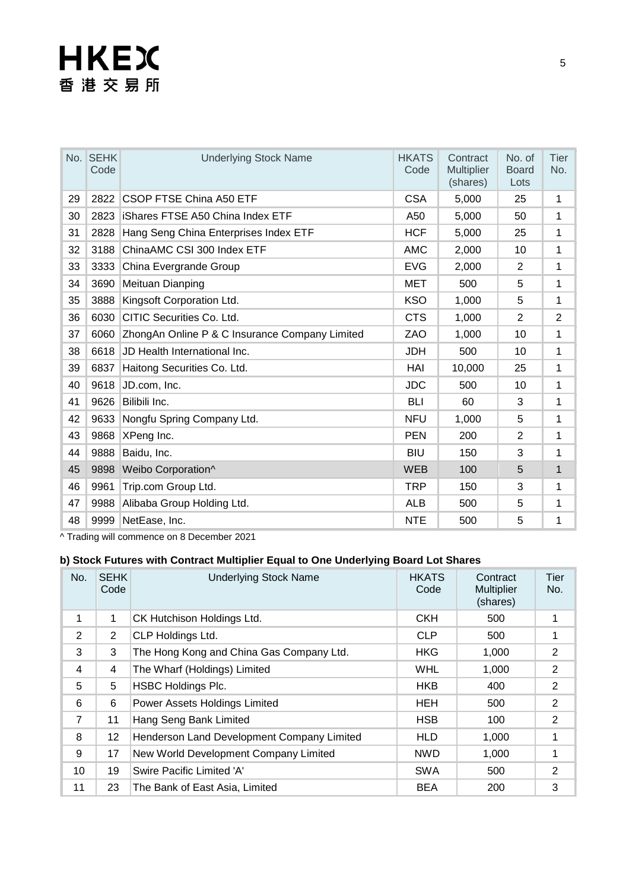| No. | SEHK Code | Underlying Stock Name | HKATS Code | Contract Multiplier (shares) | No. of Board Lots | Tier No. |
|---|---|---|---|---|---|---|
| 29 | 2822 | CSOP FTSE China A50 ETF | CSA | 5,000 | 25 | 1 |
| 30 | 2823 | iShares FTSE A50 China Index ETF | A50 | 5,000 | 50 | 1 |
| 31 | 2828 | Hang Seng China Enterprises Index ETF | HCF | 5,000 | 25 | 1 |
| 32 | 3188 | ChinaAMC CSI 300 Index ETF | AMC | 2,000 | 10 | 1 |
| 33 | 3333 | China Evergrande Group | EVG | 2,000 | 2 | 1 |
| 34 | 3690 | Meituan Dianping | MET | 500 | 5 | 1 |
| 35 | 3888 | Kingsoft Corporation Ltd. | KSO | 1,000 | 5 | 1 |
| 36 | 6030 | CITIC Securities Co. Ltd. | CTS | 1,000 | 2 | 2 |
| 37 | 6060 | ZhongAn Online P & C Insurance Company Limited | ZAO | 1,000 | 10 | 1 |
| 38 | 6618 | JD Health International Inc. | JDH | 500 | 10 | 1 |
| 39 | 6837 | Haitong Securities Co. Ltd. | HAI | 10,000 | 25 | 1 |
| 40 | 9618 | JD.com, Inc. | JDC | 500 | 10 | 1 |
| 41 | 9626 | Bilibili Inc. | BLI | 60 | 3 | 1 |
| 42 | 9633 | Nongfu Spring Company Ltd. | NFU | 1,000 | 5 | 1 |
| 43 | 9868 | XPeng Inc. | PEN | 200 | 2 | 1 |
| 44 | 9888 | Baidu, Inc. | BIU | 150 | 3 | 1 |
| 45 | 9898 | Weibo Corporation^ | WEB | 100 | 5 | 1 |
| 46 | 9961 | Trip.com Group Ltd. | TRP | 150 | 3 | 1 |
| 47 | 9988 | Alibaba Group Holding Ltd. | ALB | 500 | 5 | 1 |
| 48 | 9999 | NetEase, Inc. | NTE | 500 | 5 | 1 |

^ Trading will commence on 8 December 2021

**b) Stock Futures with Contract Multiplier Equal to One Underlying Board Lot Shares**

| No. | SEHK Code | Underlying Stock Name | HKATS Code | Contract Multiplier (shares) | Tier No. |
|---|---|---|---|---|---|
| 1 | 1 | CK Hutchison Holdings Ltd. | CKH | 500 | 1 |
| 2 | 2 | CLP Holdings Ltd. | CLP | 500 | 1 |
| 3 | 3 | The Hong Kong and China Gas Company Ltd. | HKG | 1,000 | 2 |
| 4 | 4 | The Wharf (Holdings) Limited | WHL | 1,000 | 2 |
| 5 | 5 | HSBC Holdings Plc. | HKB | 400 | 2 |
| 6 | 6 | Power Assets Holdings Limited | HEH | 500 | 2 |
| 7 | 11 | Hang Seng Bank Limited | HSB | 100 | 2 |
| 8 | 12 | Henderson Land Development Company Limited | HLD | 1,000 | 1 |
| 9 | 17 | New World Development Company Limited | NWD | 1,000 | 1 |
| 10 | 19 | Swire Pacific Limited 'A' | SWA | 500 | 2 |
| 11 | 23 | The Bank of East Asia, Limited | BEA | 200 | 3 |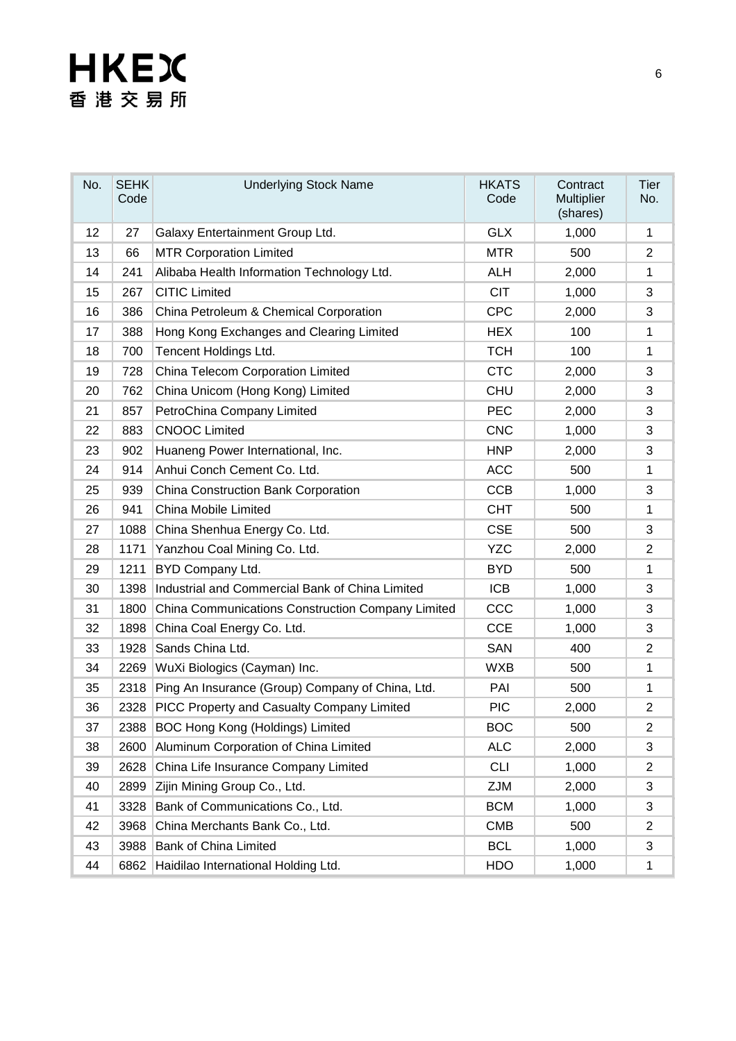| No. | SEHK Code | Underlying Stock Name | HKATS Code | Contract Multiplier (shares) | Tier No. |
|---|---|---|---|---|---|
| 12 | 27 | Galaxy Entertainment Group Ltd. | GLX | 1,000 | 1 |
| 13 | 66 | MTR Corporation Limited | MTR | 500 | 2 |
| 14 | 241 | Alibaba Health Information Technology Ltd. | ALH | 2,000 | 1 |
| 15 | 267 | CITIC Limited | CIT | 1,000 | 3 |
| 16 | 386 | China Petroleum & Chemical Corporation | CPC | 2,000 | 3 |
| 17 | 388 | Hong Kong Exchanges and Clearing Limited | HEX | 100 | 1 |
| 18 | 700 | Tencent Holdings Ltd. | TCH | 100 | 1 |
| 19 | 728 | China Telecom Corporation Limited | CTC | 2,000 | 3 |
| 20 | 762 | China Unicom (Hong Kong) Limited | CHU | 2,000 | 3 |
| 21 | 857 | PetroChina Company Limited | PEC | 2,000 | 3 |
| 22 | 883 | CNOOC Limited | CNC | 1,000 | 3 |
| 23 | 902 | Huaneng Power International, Inc. | HNP | 2,000 | 3 |
| 24 | 914 | Anhui Conch Cement Co. Ltd. | ACC | 500 | 1 |
| 25 | 939 | China Construction Bank Corporation | CCB | 1,000 | 3 |
| 26 | 941 | China Mobile Limited | CHT | 500 | 1 |
| 27 | 1088 | China Shenhua Energy Co. Ltd. | CSE | 500 | 3 |
| 28 | 1171 | Yanzhou Coal Mining Co. Ltd. | YZC | 2,000 | 2 |
| 29 | 1211 | BYD Company Ltd. | BYD | 500 | 1 |
| 30 | 1398 | Industrial and Commercial Bank of China Limited | ICB | 1,000 | 3 |
| 31 | 1800 | China Communications Construction Company Limited | CCC | 1,000 | 3 |
| 32 | 1898 | China Coal Energy Co. Ltd. | CCE | 1,000 | 3 |
| 33 | 1928 | Sands China Ltd. | SAN | 400 | 2 |
| 34 | 2269 | WuXi Biologics (Cayman) Inc. | WXB | 500 | 1 |
| 35 | 2318 | Ping An Insurance (Group) Company of China, Ltd. | PAI | 500 | 1 |
| 36 | 2328 | PICC Property and Casualty Company Limited | PIC | 2,000 | 2 |
| 37 | 2388 | BOC Hong Kong (Holdings) Limited | BOC | 500 | 2 |
| 38 | 2600 | Aluminum Corporation of China Limited | ALC | 2,000 | 3 |
| 39 | 2628 | China Life Insurance Company Limited | CLI | 1,000 | 2 |
| 40 | 2899 | Zijin Mining Group Co., Ltd. | ZJM | 2,000 | 3 |
| 41 | 3328 | Bank of Communications Co., Ltd. | BCM | 1,000 | 3 |
| 42 | 3968 | China Merchants Bank Co., Ltd. | CMB | 500 | 2 |
| 43 | 3988 | Bank of China Limited | BCL | 1,000 | 3 |
| 44 | 6862 | Haidilao International Holding Ltd. | HDO | 1,000 | 1 |